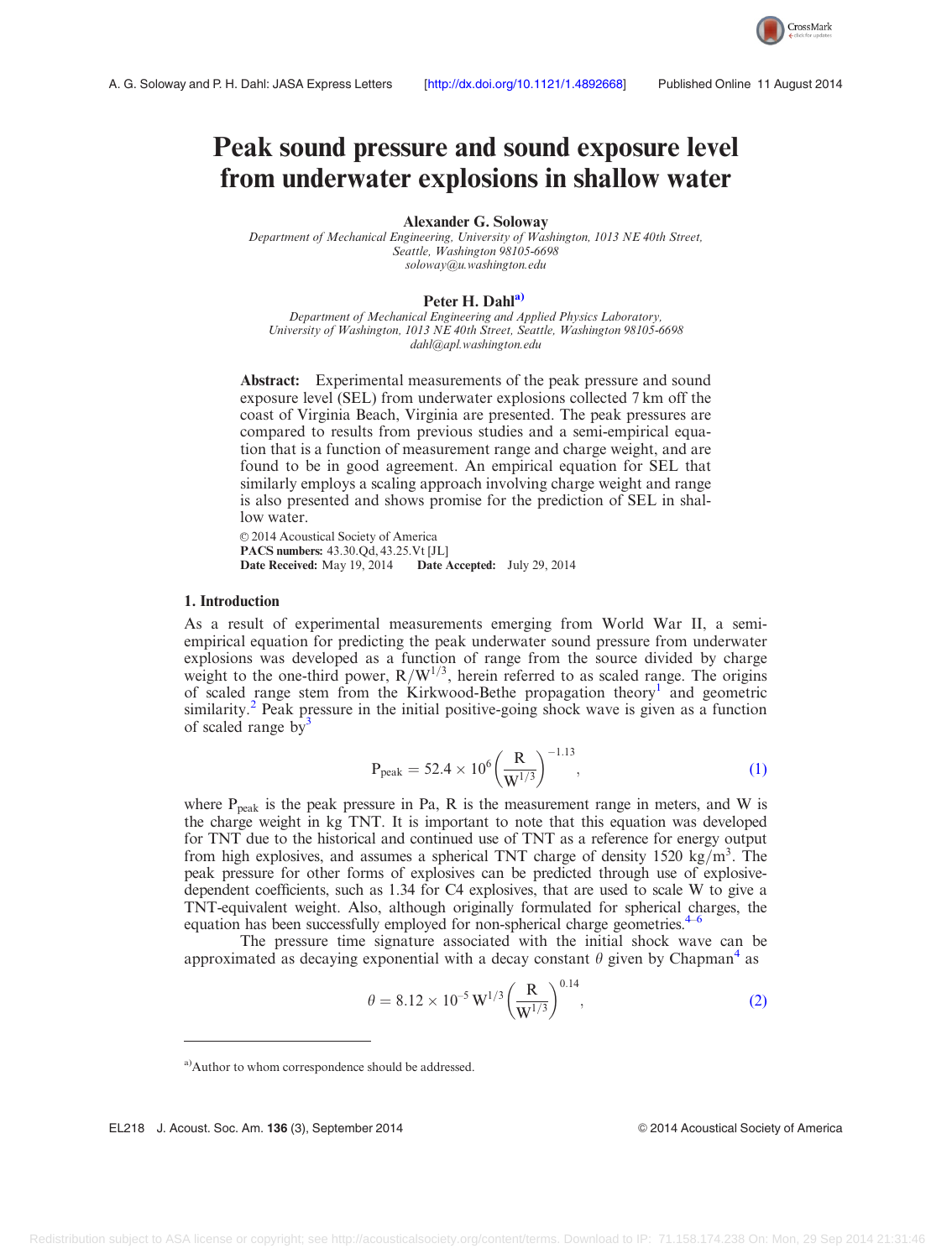# Peak sound pressure and sound exposure level from underwater explosions in shallow water

**Alexander G. Soloway**

*Department of Mechanical Engineering, University of Washington, 1013 NE 40th Street, Seattle, Washington 98105-6698*
*soloway@u.washington.edu*

**Peter H. Dahl**[a]

*Department of Mechanical Engineering and Applied Physics Laboratory, University of Washington, 1013 NE 40th Street, Seattle, Washington 98105-6698*
*dahl@apl.washington.edu*

**Abstract:** Experimental measurements of the peak pressure and sound exposure level (SEL) from underwater explosions collected 7 km off the coast of Virginia Beach, Virginia are presented. The peak pressures are compared to results from previous studies and a semi-empirical equation that is a function of measurement range and charge weight, and are found to be in good agreement. An empirical equation for SEL that similarly employs a scaling approach involving charge weight and range is also presented and shows promise for the prediction of SEL in shallow water.

© 2014 Acoustical Society of America
**PACS numbers:** 43.30.Qd, 43.25.Vt [JL]
**Date Received:** May 19, 2014 **Date Accepted:** July 29, 2014

## 1. Introduction

As a result of experimental measurements emerging from World War II, a semi-empirical equation for predicting the peak underwater sound pressure from underwater explosions was developed as a function of range from the source divided by charge weight to the one-third power, $R/W^{1/3}$, herein referred to as scaled range. The origins of scaled range stem from the Kirkwood-Bethe propagation theory[1] and geometric similarity.[2] Peak pressure in the initial positive-going shock wave is given as a function of scaled range by[3]

$$P_{peak} = 52.4 \times 10^6 \left(\frac{R}{W^{1/3}}\right)^{-1.13}, \tag{1}$$

where $P_{peak}$ is the peak pressure in Pa, R is the measurement range in meters, and W is the charge weight in kg TNT. It is important to note that this equation was developed for TNT due to the historical and continued use of TNT as a reference for energy output from high explosives, and assumes a spherical TNT charge of density 1520 kg/m$^3$. The peak pressure for other forms of explosives can be predicted through use of explosive-dependent coefficients, such as 1.34 for C4 explosives, that are used to scale W to give a TNT-equivalent weight. Also, although originally formulated for spherical charges, the equation has been successfully employed for non-spherical charge geometries.[4–6]

The pressure time signature associated with the initial shock wave can be approximated as decaying exponential with a decay constant $\theta$ given by Chapman[4] as

$$\theta = 8.12 \times 10^{-5} W^{1/3} \left(\frac{R}{W^{1/3}}\right)^{0.14}, \tag{2}$$

---

[a] Author to whom correspondence should be addressed.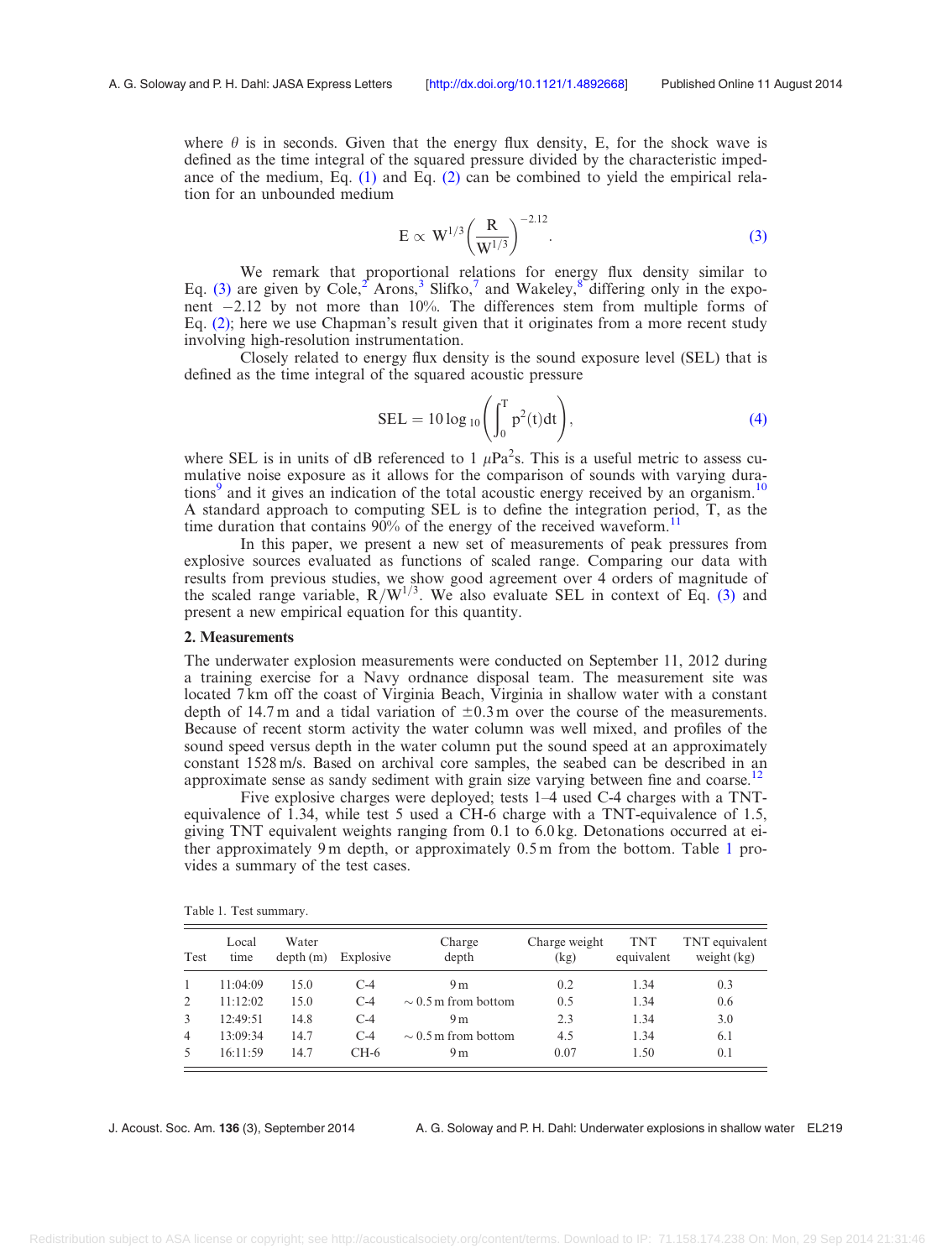where $\theta$ is in seconds. Given that the energy flux density, E, for the shock wave is defined as the time integral of the squared pressure divided by the characteristic impedance of the medium, Eq. (1) and Eq. (2) can be combined to yield the empirical relation for an unbounded medium

$$E \propto W^{1/3}\left(\frac{R}{W^{1/3}}\right)^{-2.12}. \tag{3}$$

We remark that proportional relations for energy flux density similar to Eq. (3) are given by Cole,[2] Arons,[3] Slifko,[7] and Wakeley,[8] differing only in the exponent $-2.12$ by not more than 10%. The differences stem from multiple forms of Eq. (2); here we use Chapman's result given that it originates from a more recent study involving high-resolution instrumentation.

Closely related to energy flux density is the sound exposure level (SEL) that is defined as the time integral of the squared acoustic pressure

$$\mathrm{SEL} = 10\log_{10}\left(\int_0^T p^2(t)dt\right), \tag{4}$$

where SEL is in units of dB referenced to 1 $\mu Pa^2 s$. This is a useful metric to assess cumulative noise exposure as it allows for the comparison of sounds with varying durations[9] and it gives an indication of the total acoustic energy received by an organism.[10] A standard approach to computing SEL is to define the integration period, T, as the time duration that contains 90% of the energy of the received waveform.[11]

In this paper, we present a new set of measurements of peak pressures from explosive sources evaluated as functions of scaled range. Comparing our data with results from previous studies, we show good agreement over 4 orders of magnitude of the scaled range variable, $R/W^{1/3}$. We also evaluate SEL in context of Eq. (3) and present a new empirical equation for this quantity.

## 2. Measurements

The underwater explosion measurements were conducted on September 11, 2012 during a training exercise for a Navy ordnance disposal team. The measurement site was located 7 km off the coast of Virginia Beach, Virginia in shallow water with a constant depth of 14.7 m and a tidal variation of $\pm 0.3$ m over the course of the measurements. Because of recent storm activity the water column was well mixed, and profiles of the sound speed versus depth in the water column put the sound speed at an approximately constant 1528 m/s. Based on archival core samples, the seabed can be described in an approximate sense as sandy sediment with grain size varying between fine and coarse.[12]

Five explosive charges were deployed; tests 1–4 used C-4 charges with a TNT-equivalence of 1.34, while test 5 used a CH-6 charge with a TNT-equivalence of 1.5, giving TNT equivalent weights ranging from 0.1 to 6.0 kg. Detonations occurred at either approximately 9 m depth, or approximately 0.5 m from the bottom. Table 1 provides a summary of the test cases.

Table 1. Test summary.

| Test | Local time | Water depth (m) | Explosive | Charge depth | Charge weight (kg) | TNT equivalent | TNT equivalent weight (kg) |
|---|---|---|---|---|---|---|---|
| 1 | 11:04:09 | 15.0 | C-4 | 9 m | 0.2 | 1.34 | 0.3 |
| 2 | 11:12:02 | 15.0 | C-4 | ~ 0.5 m from bottom | 0.5 | 1.34 | 0.6 |
| 3 | 12:49:51 | 14.8 | C-4 | 9 m | 2.3 | 1.34 | 3.0 |
| 4 | 13:09:34 | 14.7 | C-4 | ~ 0.5 m from bottom | 4.5 | 1.34 | 6.1 |
| 5 | 16:11:59 | 14.7 | CH-6 | 9 m | 0.07 | 1.50 | 0.1 |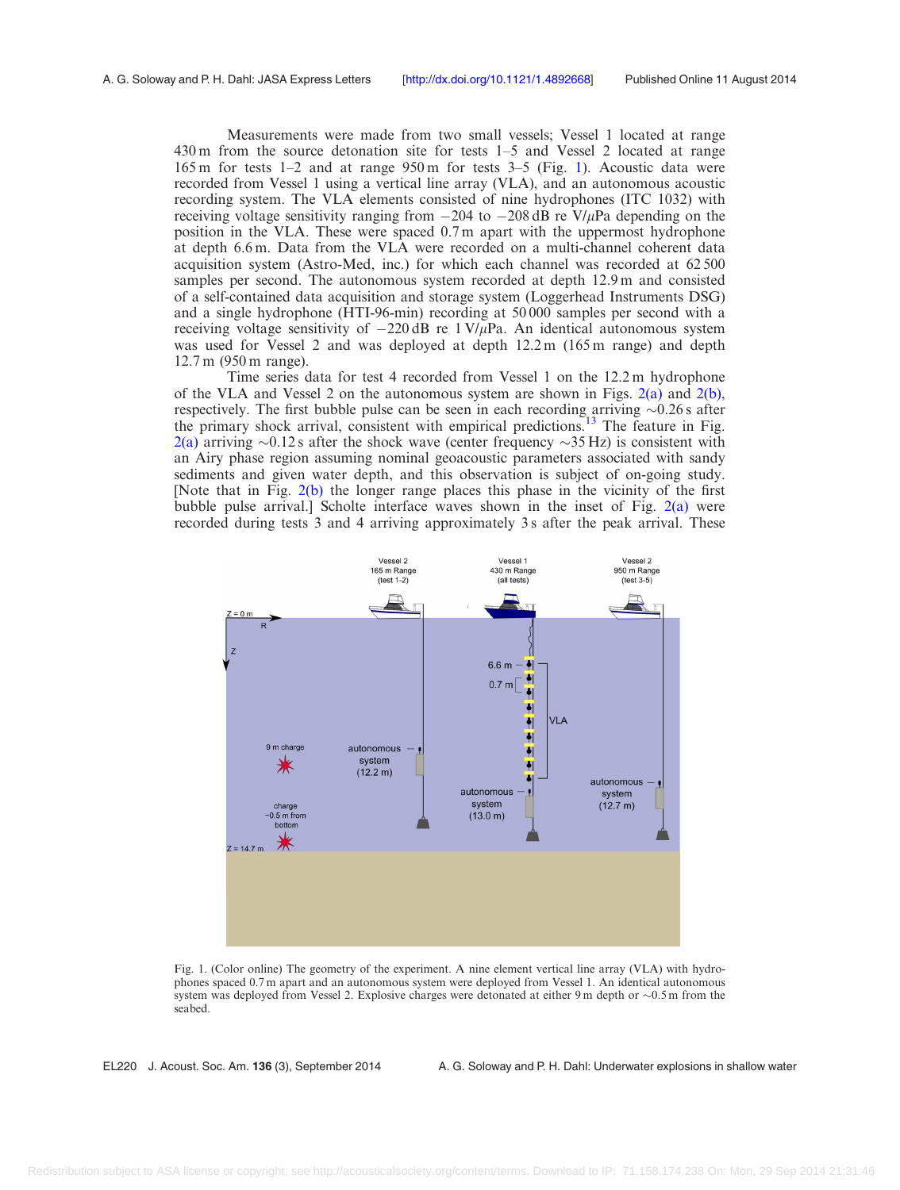Measurements were made from two small vessels; Vessel 1 located at range 430 m from the source detonation site for tests 1–5 and Vessel 2 located at range 165 m for tests 1–2 and at range 950 m for tests 3–5 (Fig. 1). Acoustic data were recorded from Vessel 1 using a vertical line array (VLA), and an autonomous acoustic recording system. The VLA elements consisted of nine hydrophones (ITC 1032) with receiving voltage sensitivity ranging from −204 to −208 dB re V/$\mu$Pa depending on the position in the VLA. These were spaced 0.7 m apart with the uppermost hydrophone at depth 6.6 m. Data from the VLA were recorded on a multi-channel coherent data acquisition system (Astro-Med, inc.) for which each channel was recorded at 62 500 samples per second. The autonomous system recorded at depth 12.9 m and consisted of a self-contained data acquisition and storage system (Loggerhead Instruments DSG) and a single hydrophone (HTI-96-min) recording at 50 000 samples per second with a receiving voltage sensitivity of −220 dB re 1 V/$\mu$Pa. An identical autonomous system was used for Vessel 2 and was deployed at depth 12.2 m (165 m range) and depth 12.7 m (950 m range).

Time series data for test 4 recorded from Vessel 1 on the 12.2 m hydrophone of the VLA and Vessel 2 on the autonomous system are shown in Figs. 2(a) and 2(b), respectively. The first bubble pulse can be seen in each recording arriving ~0.26 s after the primary shock arrival, consistent with empirical predictions.[13] The feature in Fig. 2(a) arriving ~0.12 s after the shock wave (center frequency ~35 Hz) is consistent with an Airy phase region assuming nominal geoacoustic parameters associated with sandy sediments and given water depth, and this observation is subject of on-going study. [Note that in Fig. 2(b) the longer range places this phase in the vicinity of the first bubble pulse arrival.] Scholte interface waves shown in the inset of Fig. 2(a) were recorded during tests 3 and 4 arriving approximately 3 s after the peak arrival. These

Fig. 1. (Color online) The geometry of the experiment. A nine element vertical line array (VLA) with hydrophones spaced 0.7 m apart and an autonomous system were deployed from Vessel 1. An identical autonomous system was deployed from Vessel 2. Explosive charges were detonated at either 9 m depth or ~0.5 m from the seabed.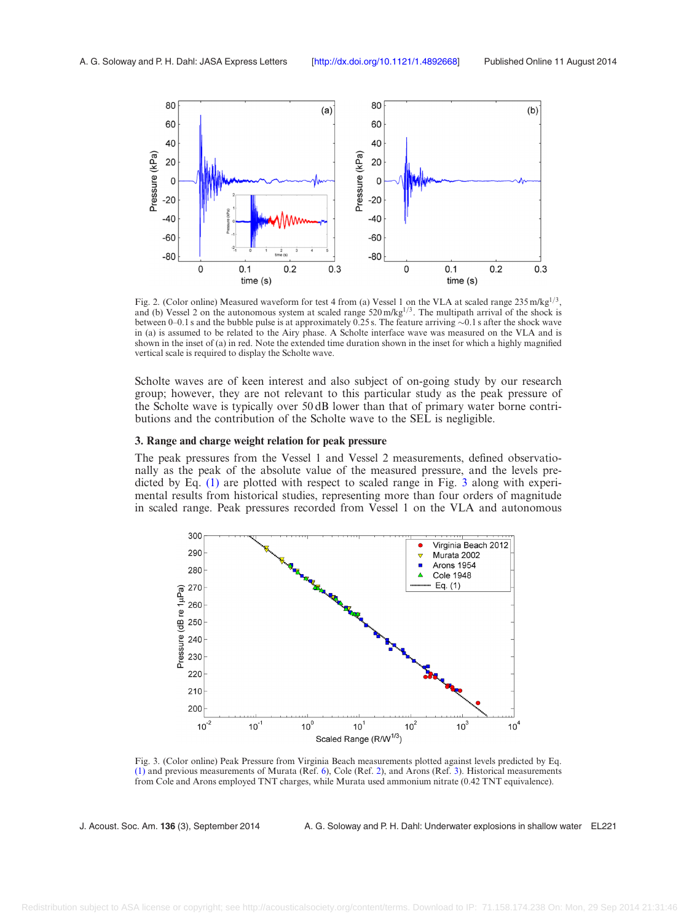Fig. 2. (Color online) Measured waveform for test 4 from (a) Vessel 1 on the VLA at scaled range 235 m/kg$^{1/3}$, and (b) Vessel 2 on the autonomous system at scaled range 520 m/kg$^{1/3}$. The multipath arrival of the shock is between 0–0.1 s and the bubble pulse is at approximately 0.25 s. The feature arriving ~0.1 s after the shock wave in (a) is assumed to be related to the Airy phase. A Scholte interface wave was measured on the VLA and is shown in the inset of (a) in red. Note the extended time duration shown in the inset for which a highly magnified vertical scale is required to display the Scholte wave.

Scholte waves are of keen interest and also subject of on-going study by our research group; however, they are not relevant to this particular study as the peak pressure of the Scholte wave is typically over 50 dB lower than that of primary water borne contributions and the contribution of the Scholte wave to the SEL is negligible.

### 3. Range and charge weight relation for peak pressure

The peak pressures from the Vessel 1 and Vessel 2 measurements, defined observationally as the peak of the absolute value of the measured pressure, and the levels predicted by Eq. (1) are plotted with respect to scaled range in Fig. 3 along with experimental results from historical studies, representing more than four orders of magnitude in scaled range. Peak pressures recorded from Vessel 1 on the VLA and autonomous

Fig. 3. (Color online) Peak Pressure from Virginia Beach measurements plotted against levels predicted by Eq. (1) and previous measurements of Murata (Ref. 6), Cole (Ref. 2), and Arons (Ref. 3). Historical measurements from Cole and Arons employed TNT charges, while Murata used ammonium nitrate (0.42 TNT equivalence).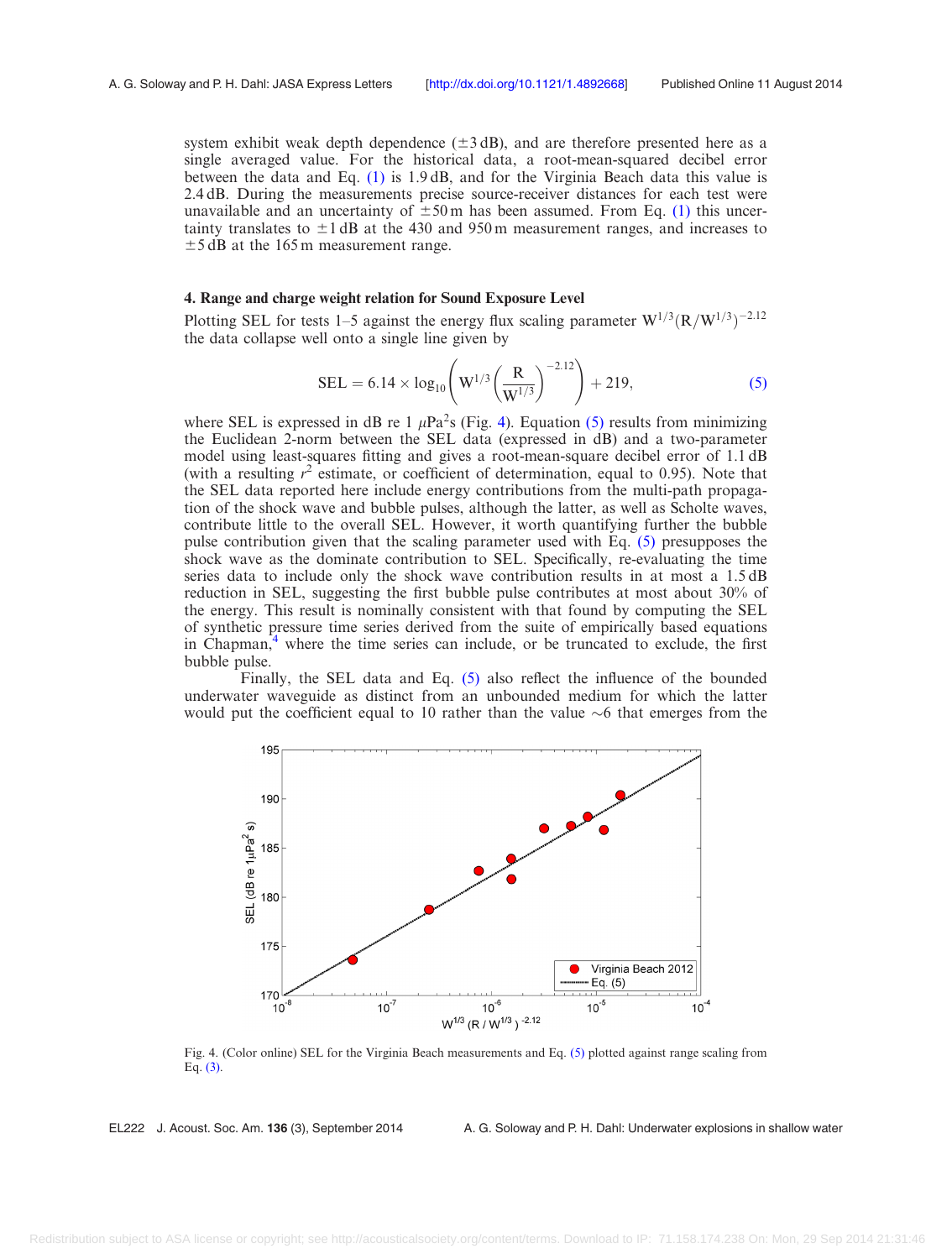system exhibit weak depth dependence ($\pm 3$ dB), and are therefore presented here as a single averaged value. For the historical data, a root-mean-squared decibel error between the data and Eq. (1) is 1.9 dB, and for the Virginia Beach data this value is 2.4 dB. During the measurements precise source-receiver distances for each test were unavailable and an uncertainty of $\pm 50$ m has been assumed. From Eq. (1) this uncertainty translates to $\pm 1$ dB at the 430 and 950 m measurement ranges, and increases to $\pm 5$ dB at the 165 m measurement range.

## 4. Range and charge weight relation for Sound Exposure Level

Plotting SEL for tests 1–5 against the energy flux scaling parameter $W^{1/3}(R/W^{1/3})^{-2.12}$ the data collapse well onto a single line given by

$$\mathrm{SEL} = 6.14 \times \log_{10}\left(W^{1/3}\left(\frac{R}{W^{1/3}}\right)^{-2.12}\right) + 219, \tag{5}$$

where SEL is expressed in dB re 1 $\mu\mathrm{Pa}^2\mathrm{s}$ (Fig. 4). Equation (5) results from minimizing the Euclidean 2-norm between the SEL data (expressed in dB) and a two-parameter model using least-squares fitting and gives a root-mean-square decibel error of 1.1 dB (with a resulting $r^2$ estimate, or coefficient of determination, equal to 0.95). Note that the SEL data reported here include energy contributions from the multi-path propagation of the shock wave and bubble pulses, although the latter, as well as Scholte waves, contribute little to the overall SEL. However, it worth quantifying further the bubble pulse contribution given that the scaling parameter used with Eq. (5) presupposes the shock wave as the dominate contribution to SEL. Specifically, re-evaluating the time series data to include only the shock wave contribution results in at most a 1.5 dB reduction in SEL, suggesting the first bubble pulse contributes at most about 30% of the energy. This result is nominally consistent with that found by computing the SEL of synthetic pressure time series derived from the suite of empirically based equations in Chapman,[4] where the time series can include, or be truncated to exclude, the first bubble pulse.

Finally, the SEL data and Eq. (5) also reflect the influence of the bounded underwater waveguide as distinct from an unbounded medium for which the latter would put the coefficient equal to 10 rather than the value ~6 that emerges from the

Fig. 4. (Color online) SEL for the Virginia Beach measurements and Eq. (5) plotted against range scaling from Eq. (3).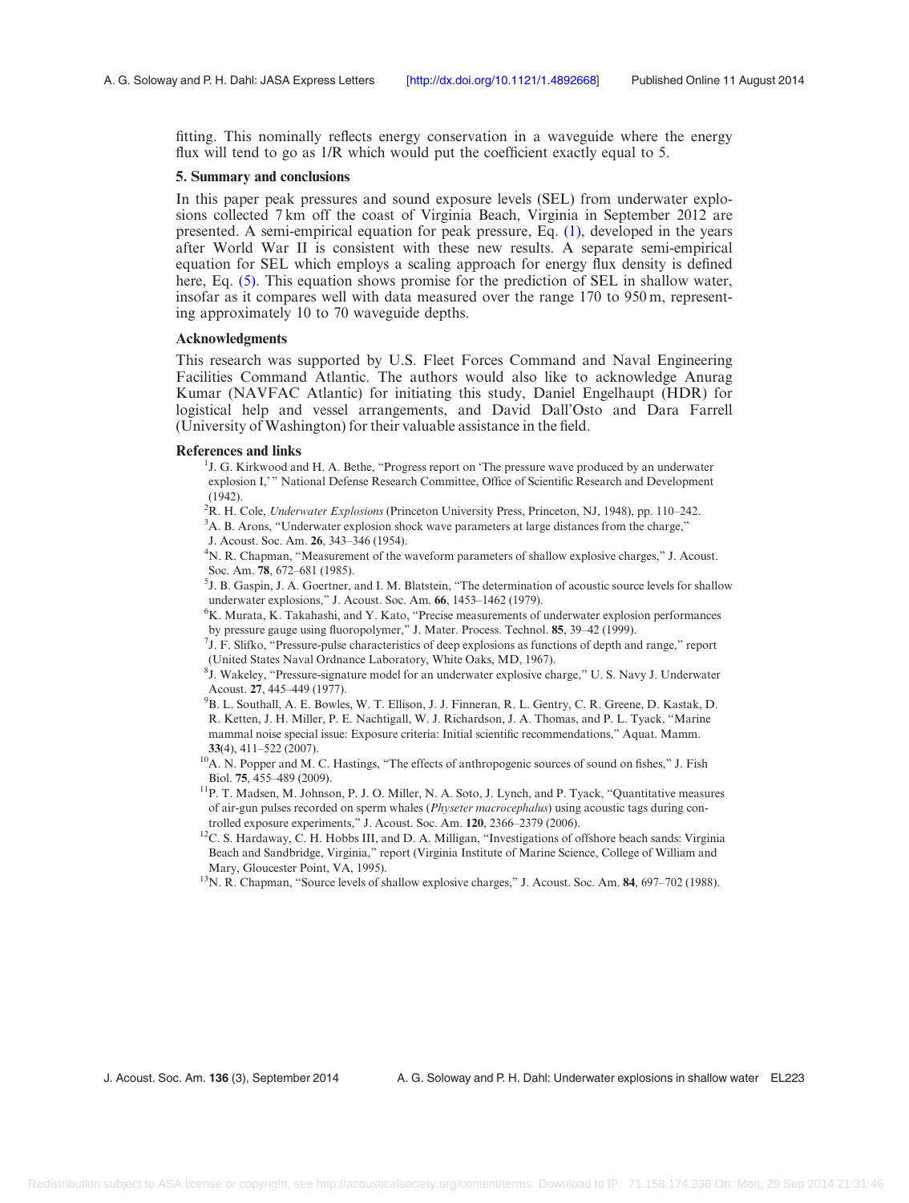fitting. This nominally reflects energy conservation in a waveguide where the energy flux will tend to go as 1/R which would put the coefficient exactly equal to 5.

## 5. Summary and conclusions

In this paper peak pressures and sound exposure levels (SEL) from underwater explosions collected 7 km off the coast of Virginia Beach, Virginia in September 2012 are presented. A semi-empirical equation for peak pressure, Eq. (1), developed in the years after World War II is consistent with these new results. A separate semi-empirical equation for SEL which employs a scaling approach for energy flux density is defined here, Eq. (5). This equation shows promise for the prediction of SEL in shallow water, insofar as it compares well with data measured over the range 170 to 950 m, representing approximately 10 to 70 waveguide depths.

## Acknowledgments

This research was supported by U.S. Fleet Forces Command and Naval Engineering Facilities Command Atlantic. The authors would also like to acknowledge Anurag Kumar (NAVFAC Atlantic) for initiating this study, Daniel Engelhaupt (HDR) for logistical help and vessel arrangements, and David Dall'Osto and Dara Farrell (University of Washington) for their valuable assistance in the field.

## References and links

[1] J. G. Kirkwood and H. A. Bethe, "Progress report on 'The pressure wave produced by an underwater explosion I,' " National Defense Research Committee, Office of Scientific Research and Development (1942).

[2] R. H. Cole, *Underwater Explosions* (Princeton University Press, Princeton, NJ, 1948), pp. 110–242.

[3] A. B. Arons, "Underwater explosion shock wave parameters at large distances from the charge," J. Acoust. Soc. Am. **26**, 343–346 (1954).

[4] N. R. Chapman, "Measurement of the waveform parameters of shallow explosive charges," J. Acoust. Soc. Am. **78**, 672–681 (1985).

[5] J. B. Gaspin, J. A. Goertner, and I. M. Blatstein, "The determination of acoustic source levels for shallow underwater explosions," J. Acoust. Soc. Am. **66**, 1453–1462 (1979).

[6] K. Murata, K. Takahashi, and Y. Kato, "Precise measurements of underwater explosion performances by pressure gauge using fluoropolymer," J. Mater. Process. Technol. **85**, 39–42 (1999).

[7] J. F. Slifko, "Pressure-pulse characteristics of deep explosions as functions of depth and range," report (United States Naval Ordnance Laboratory, White Oaks, MD, 1967).

[8] J. Wakeley, "Pressure-signature model for an underwater explosive charge," U. S. Navy J. Underwater Acoust. **27**, 445–449 (1977).

[9] B. L. Southall, A. E. Bowles, W. T. Ellison, J. J. Finneran, R. L. Gentry, C. R. Greene, D. Kastak, D. R. Ketten, J. H. Miller, P. E. Nachtigall, W. J. Richardson, J. A. Thomas, and P. L. Tyack, "Marine mammal noise special issue: Exposure criteria: Initial scientific recommendations," Aquat. Mamm. **33**(4), 411–522 (2007).

[10] A. N. Popper and M. C. Hastings, "The effects of anthropogenic sources of sound on fishes," J. Fish Biol. **75**, 455–489 (2009).

[11] P. T. Madsen, M. Johnson, P. J. O. Miller, N. A. Soto, J. Lynch, and P. Tyack, "Quantitative measures of air-gun pulses recorded on sperm whales (*Physeter macrocephalus*) using acoustic tags during controlled exposure experiments," J. Acoust. Soc. Am. **120**, 2366–2379 (2006).

[12] C. S. Hardaway, C. H. Hobbs III, and D. A. Milligan, "Investigations of offshore beach sands: Virginia Beach and Sandbridge, Virginia," report (Virginia Institute of Marine Science, College of William and Mary, Gloucester Point, VA, 1995).

[13] N. R. Chapman, "Source levels of shallow explosive charges," J. Acoust. Soc. Am. **84**, 697–702 (1988).